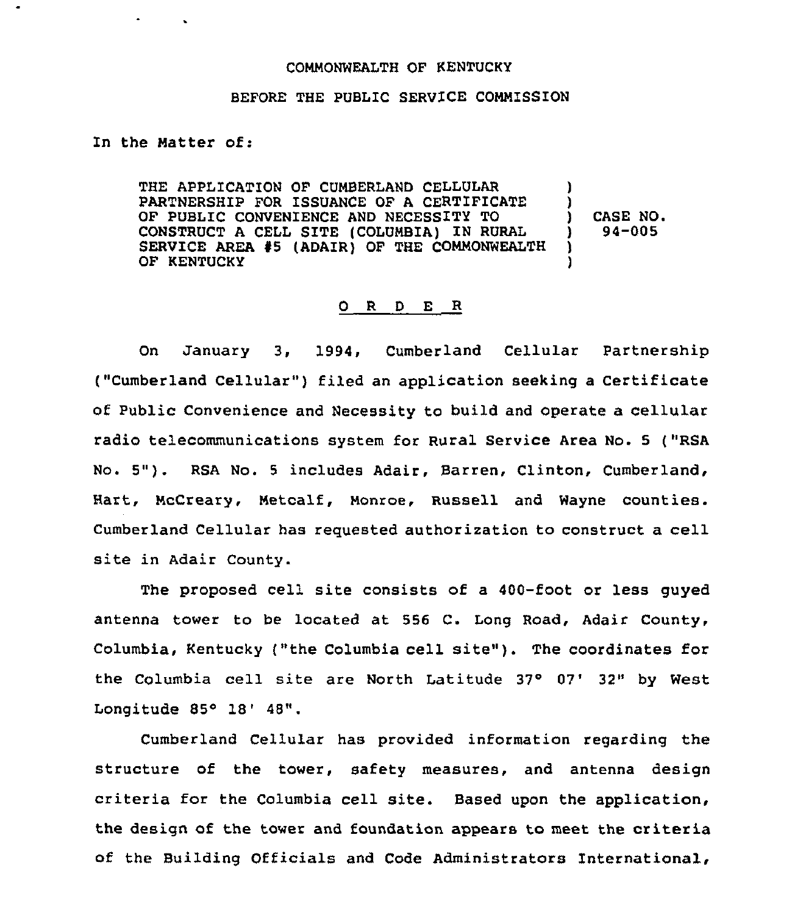COMMONWEALTH OF KENTUCKY

BEFORE THE PUBLIC SERVICE COMMISSION

In the Matter of:

| | |
|---|---|
| THE APPLICATION OF CUMBERLAND CELLULAR PARTNERSHIP FOR ISSUANCE OF A CERTIFICATE OF PUBLIC CONVENIENCE AND NECESSITY TO CONSTRUCT A CELL SITE (COLUMBIA) IN RURAL SERVICE AREA #5 (ADAIR) OF THE COMMONWEALTH OF KENTUCKY | CASE NO. 94-005 |

## O R D E R

On January 3, 1994, Cumberland Cellular Partnership ("Cumberland Cellular") filed an application seeking a Certificate of Public Convenience and Necessity to build and operate a cellular radio telecommunications system for Rural Service Area No. 5 ("RSA No. 5"). RSA No. 5 includes Adair, Barren, Clinton, Cumberland, Hart, McCreary, Metcalf, Monroe, Russell and Wayne counties. Cumberland Cellular has requested authorization to construct a cell site in Adair County.

The proposed cell site consists of a 400-foot or less guyed antenna tower to be located at 556 C. Long Road, Adair County, Columbia, Kentucky ("the Columbia cell site"). The coordinates for the Columbia cell site are North Latitude 37° 07' 32" by West Longitude 85° 18' 48".

Cumberland Cellular has provided information regarding the structure of the tower, safety measures, and antenna design criteria for the Columbia cell site. Based upon the application, the design of the tower and foundation appears to meet the criteria of the Building Officials and Code Administrators International,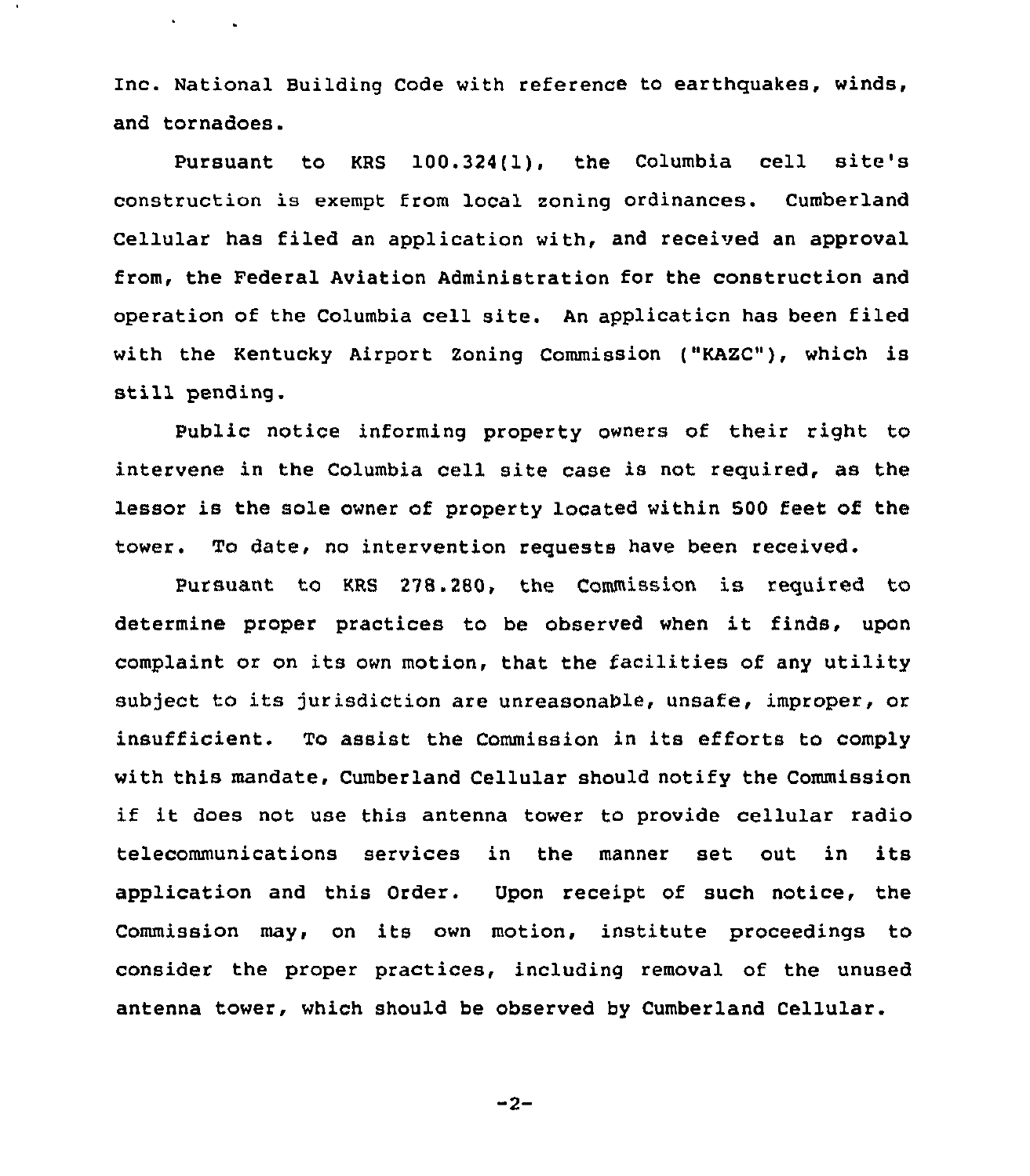Inc. National Building Code with reference to earthquakes, winds, and tornadoes.

Pursuant to KRS 100.324(1), the Columbia cell site's construction is exempt from local zoning ordinances. Cumberland Cellular has filed an application with, and received an approval from, the Federal Aviation Administration for the construction and operation of the Columbia cell site. An application has been filed with the Kentucky Airport Zoning Commission ("KAZC"), which is still pending.

Public notice informing property owners of their right to intervene in the Columbia cell site case is not required, as the lessor is the sole owner of property located within 500 feet of the tower. To date, no intervention requests have been received.

Pursuant to KRS 278.280, the Commission is required to determine proper practices to be observed when it finds, upon complaint or on its own motion, that the facilities of any utility subject to its jurisdiction are unreasonable, unsafe, improper, or insufficient. To assist the Commission in its efforts to comply with this mandate, Cumberland Cellular should notify the Commission if it does not use this antenna tower to provide cellular radio telecommunications services in the manner set out in its application and this Order. Upon receipt of such notice, the Commission may, on its own motion, institute proceedings to consider the proper practices, including removal of the unused antenna tower, which should be observed by Cumberland Cellular.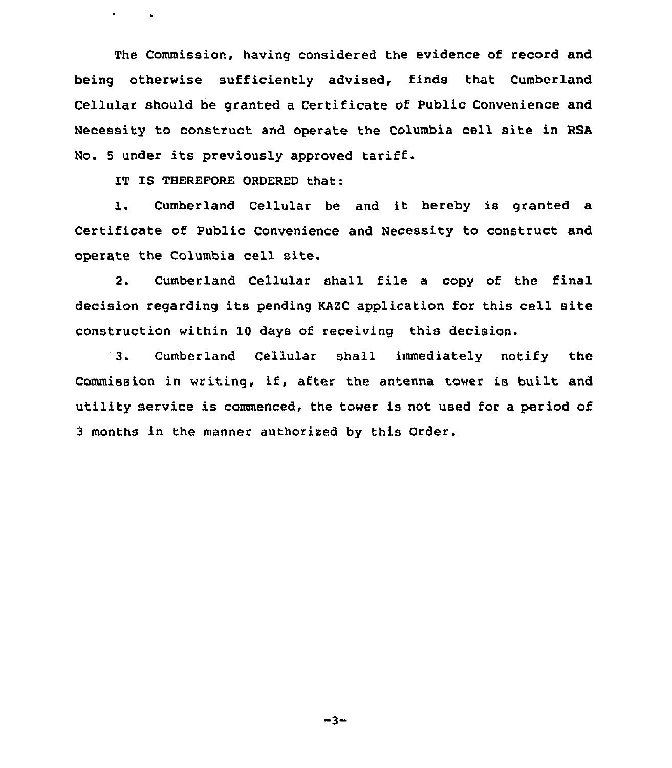The Commission, having considered the evidence of record and being otherwise sufficiently advised, finds that Cumberland Cellular should be granted a Certificate of Public Convenience and Necessity to construct and operate the Columbia cell site in RSA No. 5 under its previously approved tariff.

IT IS THEREFORE ORDERED that:

1. Cumberland Cellular be and it hereby is granted a Certificate of Public Convenience and Necessity to construct and operate the Columbia cell site.

2. Cumberland Cellular shall file a copy of the final decision regarding its pending KAZC application for this cell site construction within 10 days of receiving this decision.

3. Cumberland Cellular shall immediately notify the Commission in writing, if, after the antenna tower is built and utility service is commenced, the tower is not used for a period of 3 months in the manner authorized by this Order.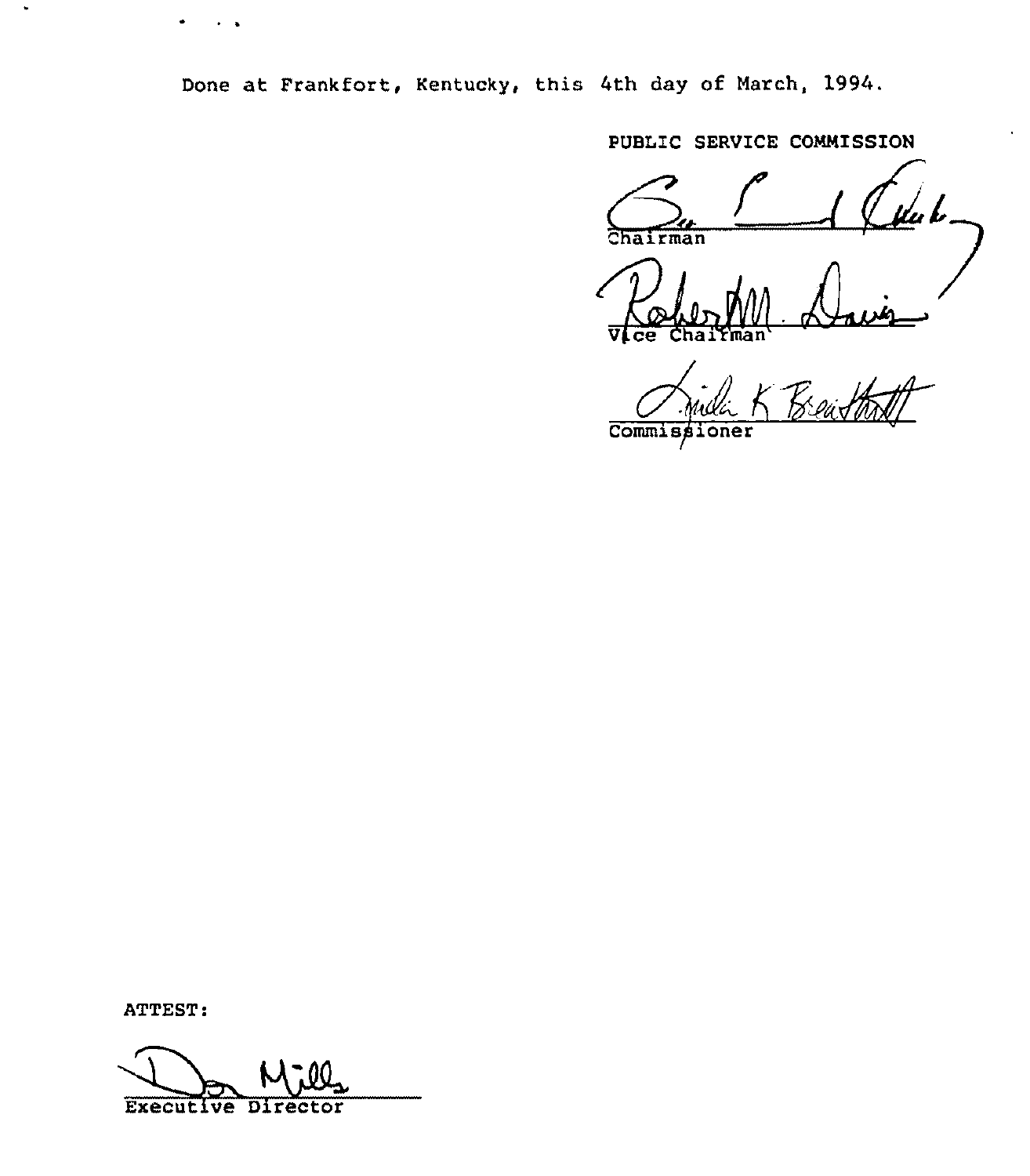Done at Frankfort, Kentucky, this 4th day of March, 1994.

PUBLIC SERVICE COMMISSION

Chairman

Vice Chairman

Commissioner

ATTEST:

Executive Director